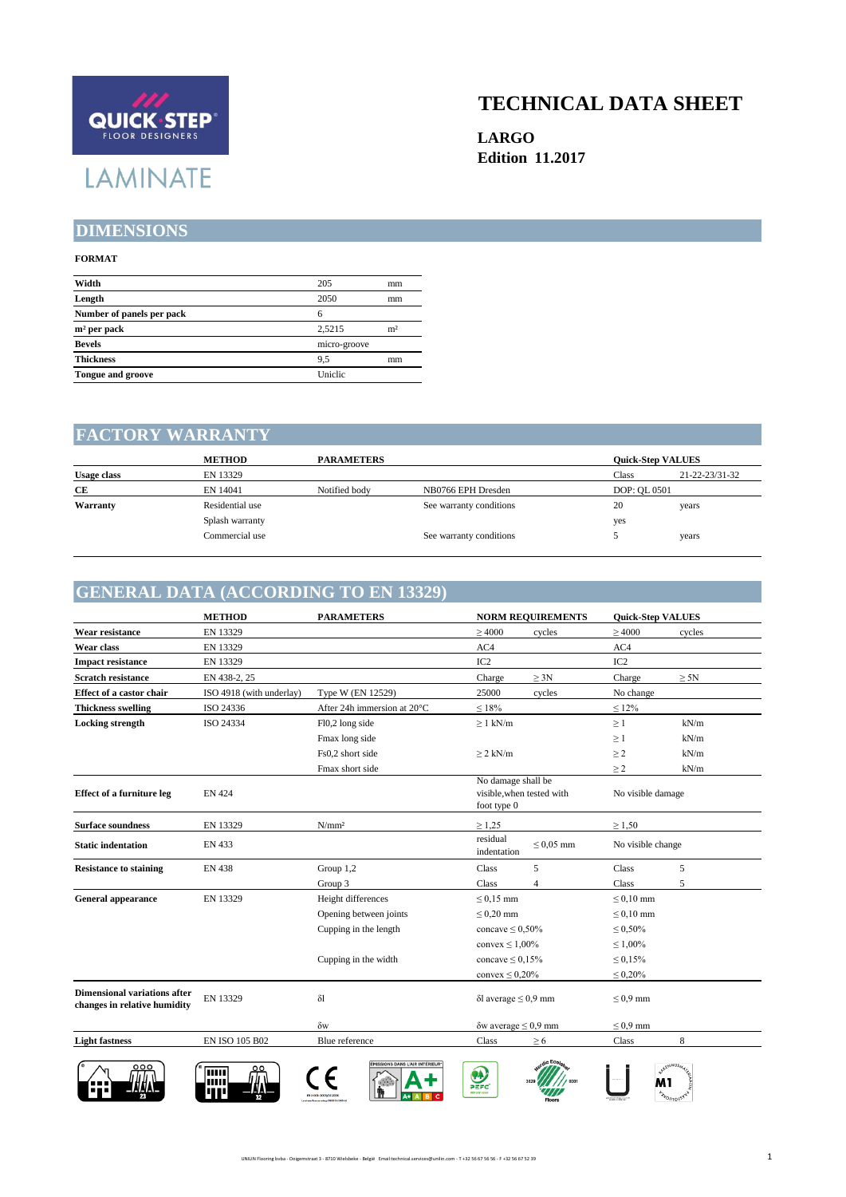QUICK·STEP®
FLOOR DESIGNERS

LAMINATE

# TECHNICAL DATA SHEET

**LARGO**
**Edition 11.2017**

## DIMENSIONS

**FORMAT**

| | | |
|---|---|---|
| **Width** | 205 | mm |
| **Length** | 2050 | mm |
| **Number of panels per pack** | 6 | |
| **m² per pack** | 2,5215 | m² |
| **Bevels** | micro-groove | |
| **Thickness** | 9,5 | mm |
| **Tongue and groove** | Uniclic | |

## FACTORY WARRANTY

| | METHOD | PARAMETERS | | Quick-Step VALUES | |
|---|---|---|---|---|---|
| **Usage class** | EN 13329 | | | Class | 21-22-23/31-32 |
| **CE** | EN 14041 | Notified body | NB0766 EPH Dresden | DOP: QL 0501 | |
| **Warranty** | Residential use | | See warranty conditions | 20 | years |
| | Splash warranty | | | yes | |
| | Commercial use | | See warranty conditions | 5 | years |

## GENERAL DATA (ACCORDING TO EN 13329)

| | METHOD | PARAMETERS | NORM REQUIREMENTS | | Quick-Step VALUES | |
|---|---|---|---|---|---|---|
| **Wear resistance** | EN 13329 | | ≥ 4000 | cycles | ≥ 4000 | cycles |
| **Wear class** | EN 13329 | | AC4 | | AC4 | |
| **Impact resistance** | EN 13329 | | IC2 | | IC2 | |
| **Scratch resistance** | EN 438-2, 25 | | Charge | ≥ 3N | Charge | ≥ 5N |
| **Effect of a castor chair** | ISO 4918 (with underlay) | Type W (EN 12529) | 25000 | cycles | No change | |
| **Thickness swelling** | ISO 24336 | After 24h immersion at 20°C | ≤ 18% | | ≤ 12% | |
| **Locking strength** | ISO 24334 | Fl0,2 long side | ≥ 1 kN/m | | ≥ 1 | kN/m |
| | | Fmax long side | | | ≥ 1 | kN/m |
| | | Fs0,2 short side | ≥ 2 kN/m | | ≥ 2 | kN/m |
| | | Fmax short side | | | ≥ 2 | kN/m |
| **Effect of a furniture leg** | EN 424 | | No damage shall be visible,when tested with foot type 0 | | No visible damage | |
| **Surface soundness** | EN 13329 | N/mm² | ≥ 1,25 | | ≥ 1,50 | |
| **Static indentation** | EN 433 | | residual indentation | ≤ 0,05 mm | No visible change | |
| **Resistance to staining** | EN 438 | Group 1,2 | Class | 5 | Class | 5 |
| | | Group 3 | Class | 4 | Class | 5 |
| **General appearance** | EN 13329 | Height differences | ≤ 0,15 mm | | ≤ 0,10 mm | |
| | | Opening between joints | ≤ 0,20 mm | | ≤ 0,10 mm | |
| | | Cupping in the length | concave ≤ 0,50% | | ≤ 0,50% | |
| | | | convex ≤ 1,00% | | ≤ 1,00% | |
| | | Cupping in the width | concave ≤ 0,15% | | ≤ 0,15% | |
| | | | convex ≤ 0,20% | | ≤ 0,20% | |
| **Dimensional variations after changes in relative humidity** | EN 13329 | δl | δl average ≤ 0,9 mm | | ≤ 0,9 mm | |
| | | δw | δw average ≤ 0,9 mm | | ≤ 0,9 mm | |
| **Light fastness** | EN ISO 105 B02 | Blue reference | Class | ≥ 6 | Class | 8 |

UNILIN Flooring bvba - Ooigemstraat 3 - 8710 Wielsbeke - België Email technical.services@unilin.com - T +32 56 67 56 56 - F +32 56 67 52 39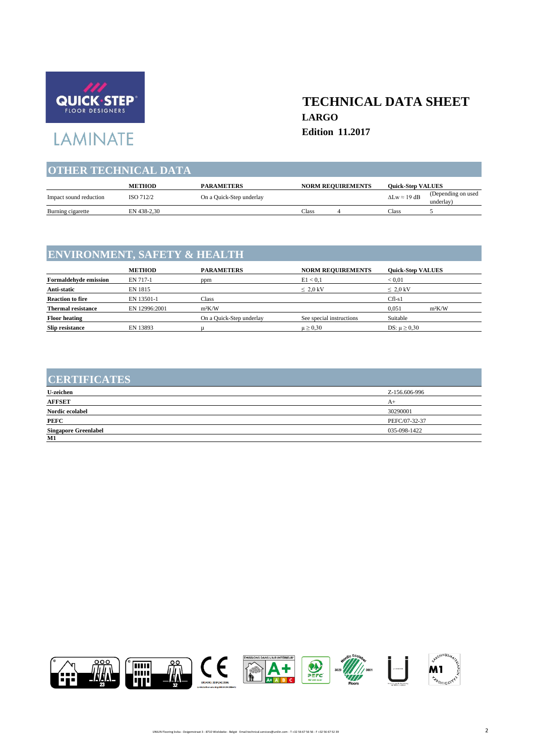QUICK·STEP®
FLOOR DESIGNERS

LAMINATE

# TECHNICAL DATA SHEET

**LARGO**

**Edition 11.2017**

## OTHER TECHNICAL DATA

| | METHOD | PARAMETERS | NORM REQUIREMENTS | Quick-Step VALUES |
|---|---|---|---|---|
| Impact sound reduction | ISO 712/2 | On a Quick-Step underlay | | ΔLw ≈ 19 dB (Depending on used underlay) |
| Burning cigarette | EN 438-2,30 | | Class 4 | Class 5 |

## ENVIRONMENT, SAFETY & HEALTH

| | METHOD | PARAMETERS | NORM REQUIREMENTS | Quick-Step VALUES |
|---|---|---|---|---|
| **Formaldehyde emission** | EN 717-1 | ppm | E1 < 0,1 | < 0,01 |
| **Anti-static** | EN 1815 | | ≤ 2,0 kV | ≤ 2,0 kV |
| **Reaction to fire** | EN 13501-1 | Class | | Cfl-s1 |
| **Thermal resistance** | EN 12996:2001 | m²K/W | | 0,051 m²K/W |
| **Floor heating** | | On a Quick-Step underlay | See special instructions | Suitable |
| **Slip resistance** | EN 13893 | μ | μ ≥ 0,30 | DS: μ ≥ 0,30 |

## CERTIFICATES

| | |
|---|---|
| **U-zeichen** | Z-156.606-996 |
| **AFFSET** | A+ |
| **Nordic ecolabel** | 30290001 |
| **PEFC** | PEFC/07-32-37 |
| **Singapore Greenlabel** | 035-098-1422 |
| **M1** | |

UNILIN Flooring bvba - Ooigemstraat 3 - 8710 Wielsbeke - België Email technical.services@unilin.com - T +32 56 67 56 56 - F +32 56 67 52 39